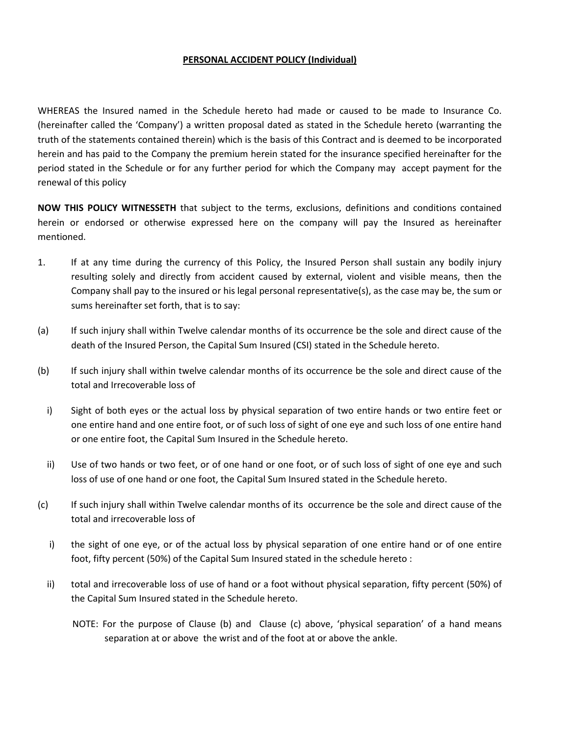# PERSONAL ACCIDENT POLICY (Individual)

WHEREAS the Insured named in the Schedule hereto had made or caused to be made to Insurance Co. (hereinafter called the 'Company') a written proposal dated as stated in the Schedule hereto (warranting the truth of the statements contained therein) which is the basis of this Contract and is deemed to be incorporated herein and has paid to the Company the premium herein stated for the insurance specified hereinafter for the period stated in the Schedule or for any further period for which the Company may accept payment for the renewal of this policy

**NOW THIS POLICY WITNESSETH** that subject to the terms, exclusions, definitions and conditions contained herein or endorsed or otherwise expressed here on the company will pay the Insured as hereinafter mentioned.

1. If at any time during the currency of this Policy, the Insured Person shall sustain any bodily injury resulting solely and directly from accident caused by external, violent and visible means, then the Company shall pay to the insured or his legal personal representative(s), as the case may be, the sum or sums hereinafter set forth, that is to say:

(a) If such injury shall within Twelve calendar months of its occurrence be the sole and direct cause of the death of the Insured Person, the Capital Sum Insured (CSI) stated in the Schedule hereto.

(b) If such injury shall within twelve calendar months of its occurrence be the sole and direct cause of the total and Irrecoverable loss of

i) Sight of both eyes or the actual loss by physical separation of two entire hands or two entire feet or one entire hand and one entire foot, or of such loss of sight of one eye and such loss of one entire hand or one entire foot, the Capital Sum Insured in the Schedule hereto.

ii) Use of two hands or two feet, or of one hand or one foot, or of such loss of sight of one eye and such loss of use of one hand or one foot, the Capital Sum Insured stated in the Schedule hereto.

(c) If such injury shall within Twelve calendar months of its occurrence be the sole and direct cause of the total and irrecoverable loss of

i) the sight of one eye, or of the actual loss by physical separation of one entire hand or of one entire foot, fifty percent (50%) of the Capital Sum Insured stated in the schedule hereto :

ii) total and irrecoverable loss of use of hand or a foot without physical separation, fifty percent (50%) of the Capital Sum Insured stated in the Schedule hereto.

NOTE: For the purpose of Clause (b) and Clause (c) above, 'physical separation' of a hand means separation at or above the wrist and of the foot at or above the ankle.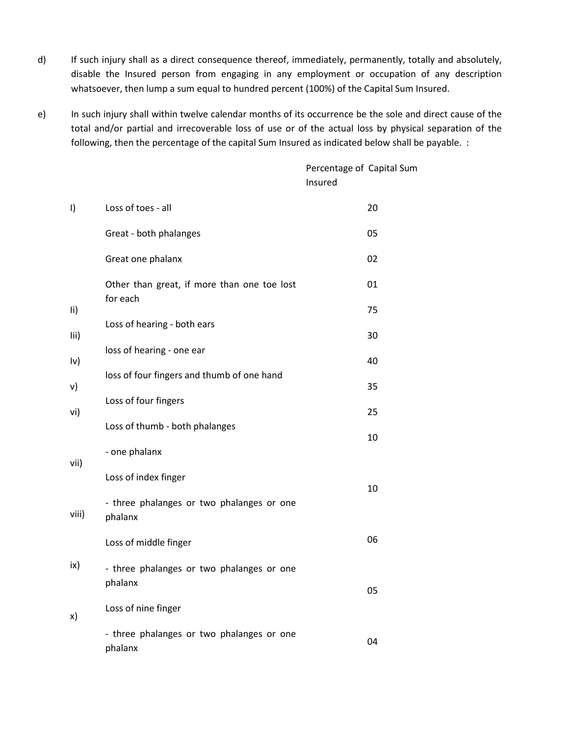d) If such injury shall as a direct consequence thereof, immediately, permanently, totally and absolutely, disable the Insured person from engaging in any employment or occupation of any description whatsoever, then lump a sum equal to hundred percent (100%) of the Capital Sum Insured.

e) In such injury shall within twelve calendar months of its occurrence be the sole and direct cause of the total and/or partial and irrecoverable loss of use or of the actual loss by physical separation of the following, then the percentage of the capital Sum Insured as indicated below shall be payable. :

| | | Percentage of Capital Sum Insured |
|---|---|---|
| I) | Loss of toes - all | 20 |
| | Great - both phalanges | 05 |
| | Great one phalanx | 02 |
| | Other than great, if more than one toe lost for each | 01 |
| Ii) | Loss of hearing - both ears | 75 |
| Iii) | loss of hearing - one ear | 30 |
| Iv) | loss of four fingers and thumb of one hand | 40 |
| v) | Loss of four fingers | 35 |
| vi) | Loss of thumb - both phalanges | 25 |
| | - one phalanx | 10 |
| vii) | Loss of index finger | |
| | | 10 |
| viii) | - three phalanges or two phalanges or one phalanx | |
| | Loss of middle finger | 06 |
| ix) | - three phalanges or two phalanges or one phalanx | |
| | | 05 |
| x) | Loss of nine finger | |
| | - three phalanges or two phalanges or one phalanx | 04 |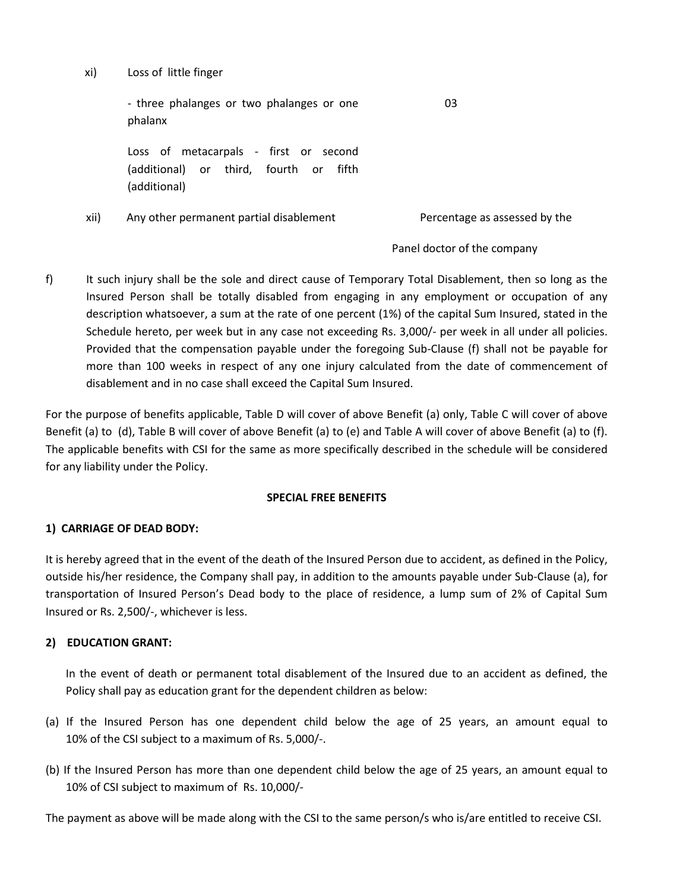xi) Loss of little finger

| | | |
|---|---|---|
| | - three phalanges or two phalanges or one phalanx | 03 |
| | Loss of metacarpals - first or second (additional) or third, fourth or fifth (additional) | |
| xii) | Any other permanent partial disablement | Percentage as assessed by the Panel doctor of the company |

f) It such injury shall be the sole and direct cause of Temporary Total Disablement, then so long as the Insured Person shall be totally disabled from engaging in any employment or occupation of any description whatsoever, a sum at the rate of one percent (1%) of the capital Sum Insured, stated in the Schedule hereto, per week but in any case not exceeding Rs. 3,000/- per week in all under all policies. Provided that the compensation payable under the foregoing Sub-Clause (f) shall not be payable for more than 100 weeks in respect of any one injury calculated from the date of commencement of disablement and in no case shall exceed the Capital Sum Insured.

For the purpose of benefits applicable, Table D will cover of above Benefit (a) only, Table C will cover of above Benefit (a) to (d), Table B will cover of above Benefit (a) to (e) and Table A will cover of above Benefit (a) to (f). The applicable benefits with CSI for the same as more specifically described in the schedule will be considered for any liability under the Policy.

**SPECIAL FREE BENEFITS**

**1) CARRIAGE OF DEAD BODY:**

It is hereby agreed that in the event of the death of the Insured Person due to accident, as defined in the Policy, outside his/her residence, the Company shall pay, in addition to the amounts payable under Sub-Clause (a), for transportation of Insured Person's Dead body to the place of residence, a lump sum of 2% of Capital Sum Insured or Rs. 2,500/-, whichever is less.

**2) EDUCATION GRANT:**

In the event of death or permanent total disablement of the Insured due to an accident as defined, the Policy shall pay as education grant for the dependent children as below:

(a) If the Insured Person has one dependent child below the age of 25 years, an amount equal to 10% of the CSI subject to a maximum of Rs. 5,000/-.

(b) If the Insured Person has more than one dependent child below the age of 25 years, an amount equal to 10% of CSI subject to maximum of Rs. 10,000/-

The payment as above will be made along with the CSI to the same person/s who is/are entitled to receive CSI.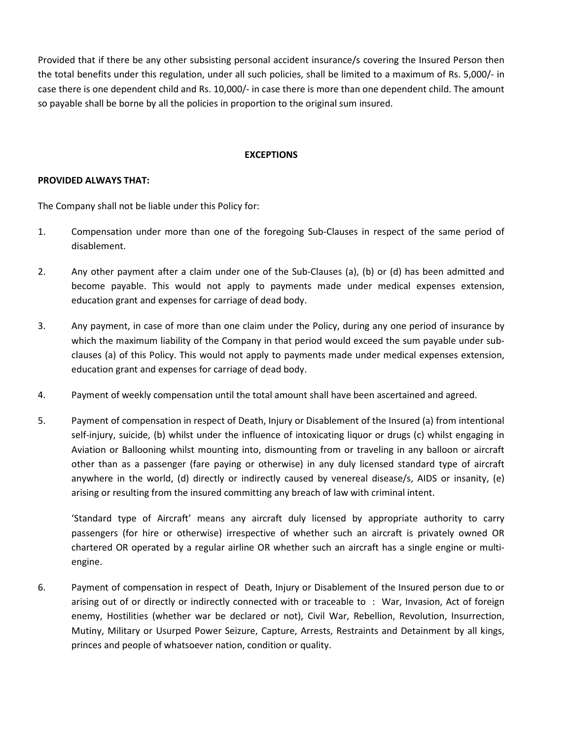Provided that if there be any other subsisting personal accident insurance/s covering the Insured Person then the total benefits under this regulation, under all such policies, shall be limited to a maximum of Rs. 5,000/- in case there is one dependent child and Rs. 10,000/- in case there is more than one dependent child. The amount so payable shall be borne by all the policies in proportion to the original sum insured.

**EXCEPTIONS**

**PROVIDED ALWAYS THAT:**

The Company shall not be liable under this Policy for:

1. Compensation under more than one of the foregoing Sub-Clauses in respect of the same period of disablement.

2. Any other payment after a claim under one of the Sub-Clauses (a), (b) or (d) has been admitted and become payable. This would not apply to payments made under medical expenses extension, education grant and expenses for carriage of dead body.

3. Any payment, in case of more than one claim under the Policy, during any one period of insurance by which the maximum liability of the Company in that period would exceed the sum payable under sub-clauses (a) of this Policy. This would not apply to payments made under medical expenses extension, education grant and expenses for carriage of dead body.

4. Payment of weekly compensation until the total amount shall have been ascertained and agreed.

5. Payment of compensation in respect of Death, Injury or Disablement of the Insured (a) from intentional self-injury, suicide, (b) whilst under the influence of intoxicating liquor or drugs (c) whilst engaging in Aviation or Ballooning whilst mounting into, dismounting from or traveling in any balloon or aircraft other than as a passenger (fare paying or otherwise) in any duly licensed standard type of aircraft anywhere in the world, (d) directly or indirectly caused by venereal disease/s, AIDS or insanity, (e) arising or resulting from the insured committing any breach of law with criminal intent.

   'Standard type of Aircraft' means any aircraft duly licensed by appropriate authority to carry passengers (for hire or otherwise) irrespective of whether such an aircraft is privately owned OR chartered OR operated by a regular airline OR whether such an aircraft has a single engine or multi-engine.

6. Payment of compensation in respect of Death, Injury or Disablement of the Insured person due to or arising out of or directly or indirectly connected with or traceable to : War, Invasion, Act of foreign enemy, Hostilities (whether war be declared or not), Civil War, Rebellion, Revolution, Insurrection, Mutiny, Military or Usurped Power Seizure, Capture, Arrests, Restraints and Detainment by all kings, princes and people of whatsoever nation, condition or quality.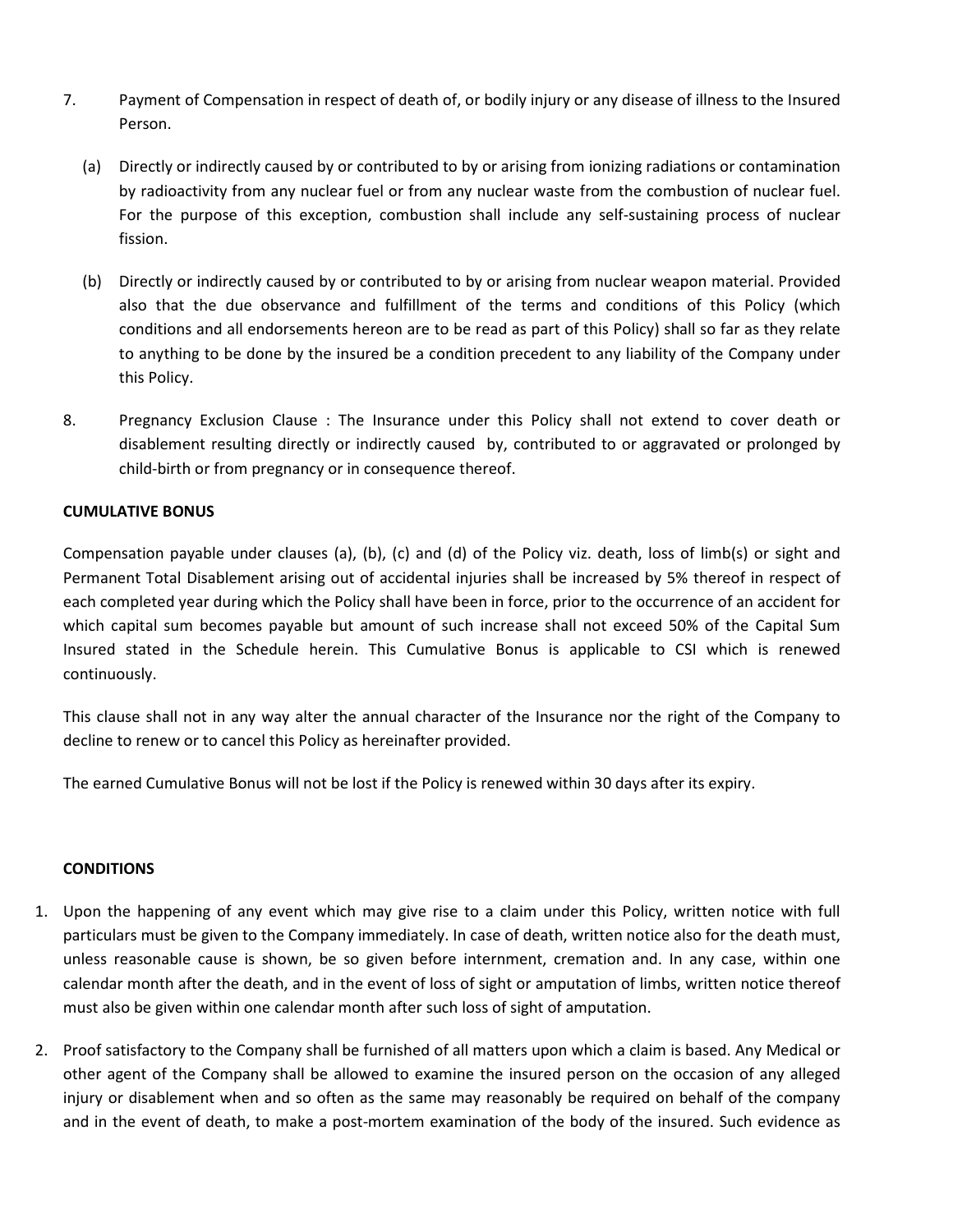7. Payment of Compensation in respect of death of, or bodily injury or any disease of illness to the Insured Person.

   (a) Directly or indirectly caused by or contributed to by or arising from ionizing radiations or contamination by radioactivity from any nuclear fuel or from any nuclear waste from the combustion of nuclear fuel. For the purpose of this exception, combustion shall include any self-sustaining process of nuclear fission.

   (b) Directly or indirectly caused by or contributed to by or arising from nuclear weapon material. Provided also that the due observance and fulfillment of the terms and conditions of this Policy (which conditions and all endorsements hereon are to be read as part of this Policy) shall so far as they relate to anything to be done by the insured be a condition precedent to any liability of the Company under this Policy.

8. Pregnancy Exclusion Clause : The Insurance under this Policy shall not extend to cover death or disablement resulting directly or indirectly caused by, contributed to or aggravated or prolonged by child-birth or from pregnancy or in consequence thereof.

**CUMULATIVE BONUS**

Compensation payable under clauses (a), (b), (c) and (d) of the Policy viz. death, loss of limb(s) or sight and Permanent Total Disablement arising out of accidental injuries shall be increased by 5% thereof in respect of each completed year during which the Policy shall have been in force, prior to the occurrence of an accident for which capital sum becomes payable but amount of such increase shall not exceed 50% of the Capital Sum Insured stated in the Schedule herein. This Cumulative Bonus is applicable to CSI which is renewed continuously.

This clause shall not in any way alter the annual character of the Insurance nor the right of the Company to decline to renew or to cancel this Policy as hereinafter provided.

The earned Cumulative Bonus will not be lost if the Policy is renewed within 30 days after its expiry.

**CONDITIONS**

1. Upon the happening of any event which may give rise to a claim under this Policy, written notice with full particulars must be given to the Company immediately. In case of death, written notice also for the death must, unless reasonable cause is shown, be so given before internment, cremation and. In any case, within one calendar month after the death, and in the event of loss of sight or amputation of limbs, written notice thereof must also be given within one calendar month after such loss of sight of amputation.

2. Proof satisfactory to the Company shall be furnished of all matters upon which a claim is based. Any Medical or other agent of the Company shall be allowed to examine the insured person on the occasion of any alleged injury or disablement when and so often as the same may reasonably be required on behalf of the company and in the event of death, to make a post-mortem examination of the body of the insured. Such evidence as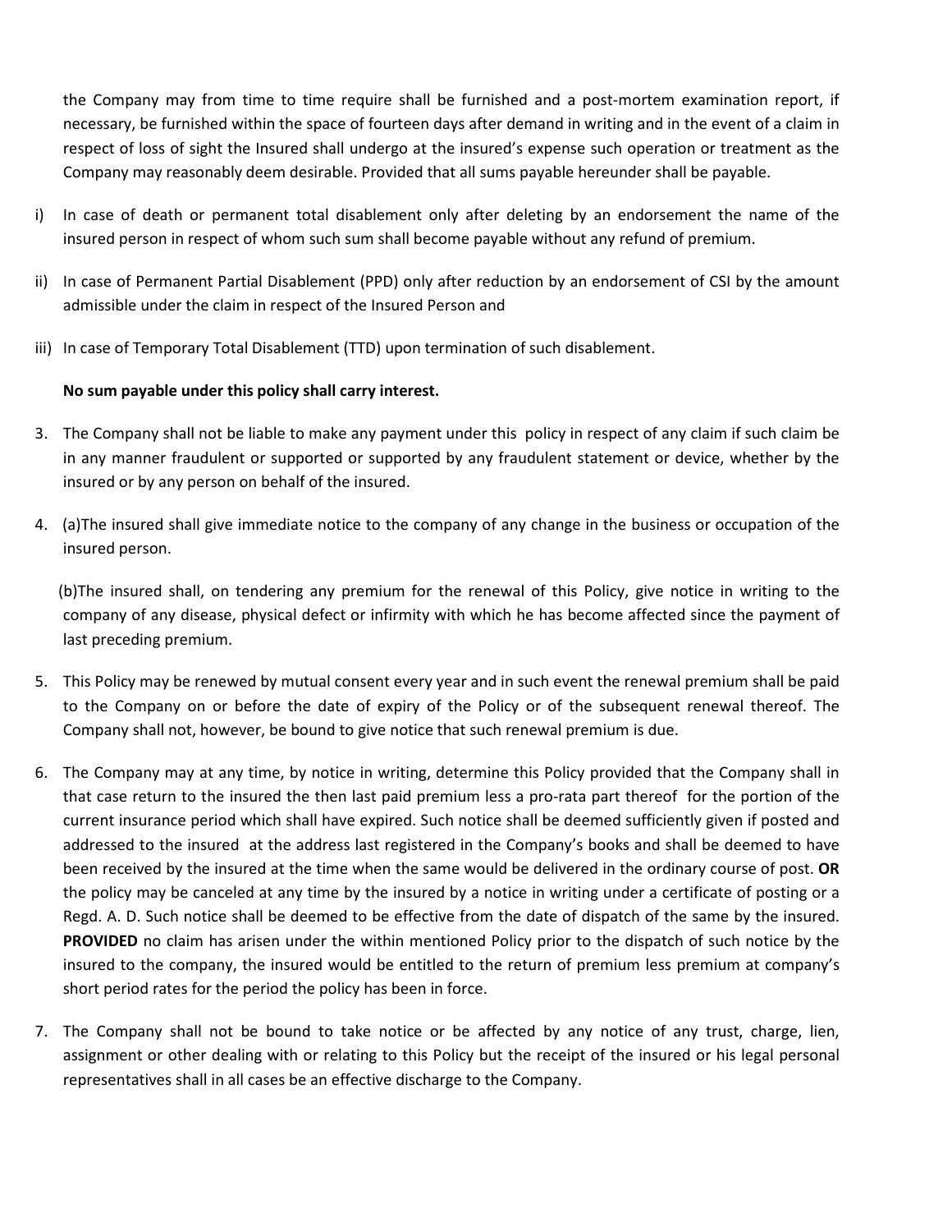the Company may from time to time require shall be furnished and a post-mortem examination report, if necessary, be furnished within the space of fourteen days after demand in writing and in the event of a claim in respect of loss of sight the Insured shall undergo at the insured's expense such operation or treatment as the Company may reasonably deem desirable. Provided that all sums payable hereunder shall be payable.

i) In case of death or permanent total disablement only after deleting by an endorsement the name of the insured person in respect of whom such sum shall become payable without any refund of premium.

ii) In case of Permanent Partial Disablement (PPD) only after reduction by an endorsement of CSI by the amount admissible under the claim in respect of the Insured Person and

iii) In case of Temporary Total Disablement (TTD) upon termination of such disablement.

**No sum payable under this policy shall carry interest.**

3. The Company shall not be liable to make any payment under this policy in respect of any claim if such claim be in any manner fraudulent or supported or supported by any fraudulent statement or device, whether by the insured or by any person on behalf of the insured.

4. (a)The insured shall give immediate notice to the company of any change in the business or occupation of the insured person.

   (b)The insured shall, on tendering any premium for the renewal of this Policy, give notice in writing to the company of any disease, physical defect or infirmity with which he has become affected since the payment of last preceding premium.

5. This Policy may be renewed by mutual consent every year and in such event the renewal premium shall be paid to the Company on or before the date of expiry of the Policy or of the subsequent renewal thereof. The Company shall not, however, be bound to give notice that such renewal premium is due.

6. The Company may at any time, by notice in writing, determine this Policy provided that the Company shall in that case return to the insured the then last paid premium less a pro-rata part thereof for the portion of the current insurance period which shall have expired. Such notice shall be deemed sufficiently given if posted and addressed to the insured at the address last registered in the Company's books and shall be deemed to have been received by the insured at the time when the same would be delivered in the ordinary course of post. **OR** the policy may be canceled at any time by the insured by a notice in writing under a certificate of posting or a Regd. A. D. Such notice shall be deemed to be effective from the date of dispatch of the same by the insured. **PROVIDED** no claim has arisen under the within mentioned Policy prior to the dispatch of such notice by the insured to the company, the insured would be entitled to the return of premium less premium at company's short period rates for the period the policy has been in force.

7. The Company shall not be bound to take notice or be affected by any notice of any trust, charge, lien, assignment or other dealing with or relating to this Policy but the receipt of the insured or his legal personal representatives shall in all cases be an effective discharge to the Company.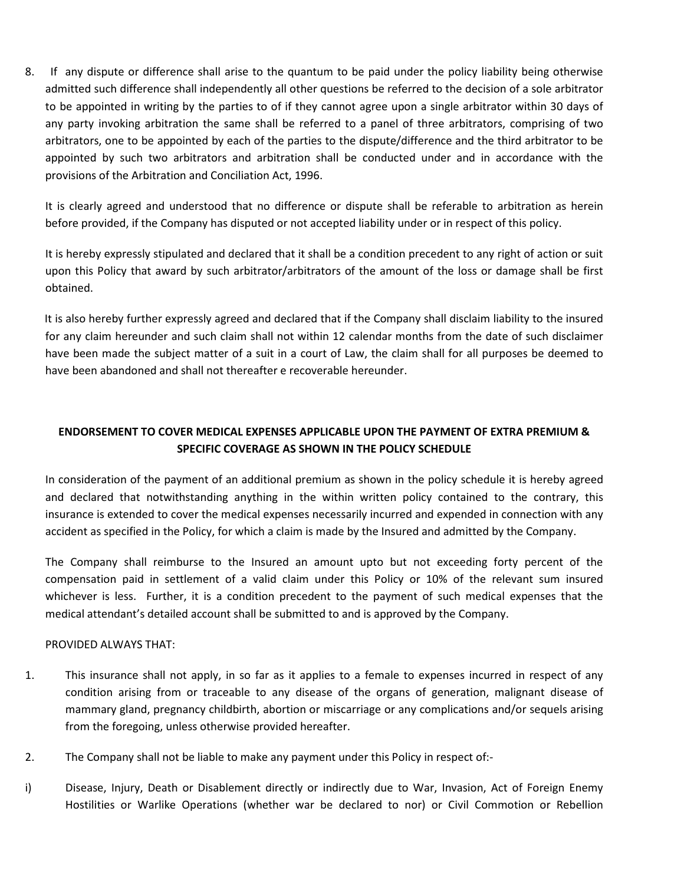8. If any dispute or difference shall arise to the quantum to be paid under the policy liability being otherwise admitted such difference shall independently all other questions be referred to the decision of a sole arbitrator to be appointed in writing by the parties to of if they cannot agree upon a single arbitrator within 30 days of any party invoking arbitration the same shall be referred to a panel of three arbitrators, comprising of two arbitrators, one to be appointed by each of the parties to the dispute/difference and the third arbitrator to be appointed by such two arbitrators and arbitration shall be conducted under and in accordance with the provisions of the Arbitration and Conciliation Act, 1996.

   It is clearly agreed and understood that no difference or dispute shall be referable to arbitration as herein before provided, if the Company has disputed or not accepted liability under or in respect of this policy.

   It is hereby expressly stipulated and declared that it shall be a condition precedent to any right of action or suit upon this Policy that award by such arbitrator/arbitrators of the amount of the loss or damage shall be first obtained.

   It is also hereby further expressly agreed and declared that if the Company shall disclaim liability to the insured for any claim hereunder and such claim shall not within 12 calendar months from the date of such disclaimer have been made the subject matter of a suit in a court of Law, the claim shall for all purposes be deemed to have been abandoned and shall not thereafter e recoverable hereunder.

**ENDORSEMENT TO COVER MEDICAL EXPENSES APPLICABLE UPON THE PAYMENT OF EXTRA PREMIUM & SPECIFIC COVERAGE AS SHOWN IN THE POLICY SCHEDULE**

In consideration of the payment of an additional premium as shown in the policy schedule it is hereby agreed and declared that notwithstanding anything in the within written policy contained to the contrary, this insurance is extended to cover the medical expenses necessarily incurred and expended in connection with any accident as specified in the Policy, for which a claim is made by the Insured and admitted by the Company.

The Company shall reimburse to the Insured an amount upto but not exceeding forty percent of the compensation paid in settlement of a valid claim under this Policy or 10% of the relevant sum insured whichever is less. Further, it is a condition precedent to the payment of such medical expenses that the medical attendant's detailed account shall be submitted to and is approved by the Company.

PROVIDED ALWAYS THAT:

1. This insurance shall not apply, in so far as it applies to a female to expenses incurred in respect of any condition arising from or traceable to any disease of the organs of generation, malignant disease of mammary gland, pregnancy childbirth, abortion or miscarriage or any complications and/or sequels arising from the foregoing, unless otherwise provided hereafter.

2. The Company shall not be liable to make any payment under this Policy in respect of:-

i) Disease, Injury, Death or Disablement directly or indirectly due to War, Invasion, Act of Foreign Enemy Hostilities or Warlike Operations (whether war be declared to nor) or Civil Commotion or Rebellion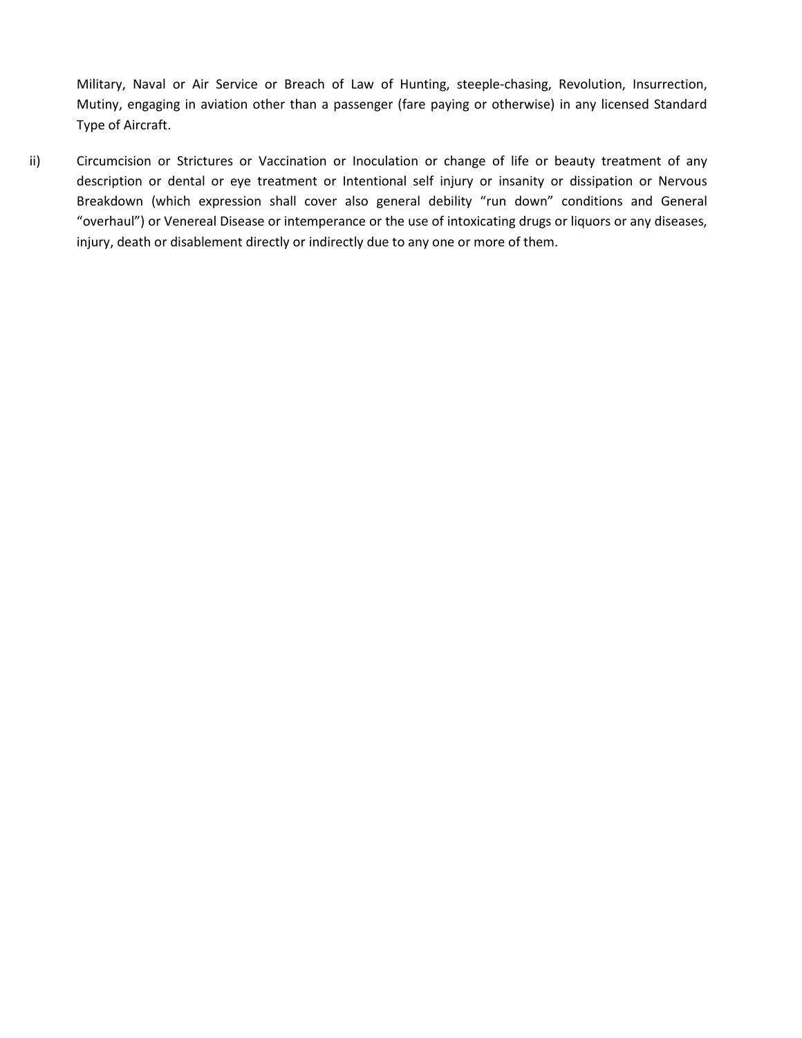Military, Naval or Air Service or Breach of Law of Hunting, steeple-chasing, Revolution, Insurrection, Mutiny, engaging in aviation other than a passenger (fare paying or otherwise) in any licensed Standard Type of Aircraft.

ii) Circumcision or Strictures or Vaccination or Inoculation or change of life or beauty treatment of any description or dental or eye treatment or Intentional self injury or insanity or dissipation or Nervous Breakdown (which expression shall cover also general debility "run down" conditions and General "overhaul") or Venereal Disease or intemperance or the use of intoxicating drugs or liquors or any diseases, injury, death or disablement directly or indirectly due to any one or more of them.